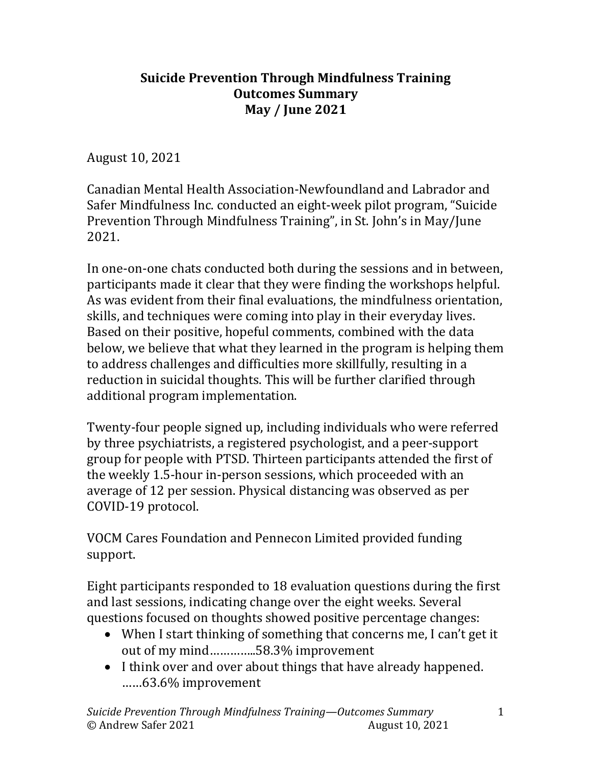# Suicide Prevention Through Mindfulness Training
## Outcomes Summary
## May / June 2021

August 10, 2021

Canadian Mental Health Association-Newfoundland and Labrador and Safer Mindfulness Inc. conducted an eight-week pilot program, "Suicide Prevention Through Mindfulness Training", in St. John's in May/June 2021.

In one-on-one chats conducted both during the sessions and in between, participants made it clear that they were finding the workshops helpful. As was evident from their final evaluations, the mindfulness orientation, skills, and techniques were coming into play in their everyday lives. Based on their positive, hopeful comments, combined with the data below, we believe that what they learned in the program is helping them to address challenges and difficulties more skillfully, resulting in a reduction in suicidal thoughts. This will be further clarified through additional program implementation.

Twenty-four people signed up, including individuals who were referred by three psychiatrists, a registered psychologist, and a peer-support group for people with PTSD. Thirteen participants attended the first of the weekly 1.5-hour in-person sessions, which proceeded with an average of 12 per session. Physical distancing was observed as per COVID-19 protocol.

VOCM Cares Foundation and Pennecon Limited provided funding support.

Eight participants responded to 18 evaluation questions during the first and last sessions, indicating change over the eight weeks. Several questions focused on thoughts showed positive percentage changes:

- When I start thinking of something that concerns me, I can't get it out of my mind…………..58.3% improvement
- I think over and over about things that have already happened. ……63.6% improvement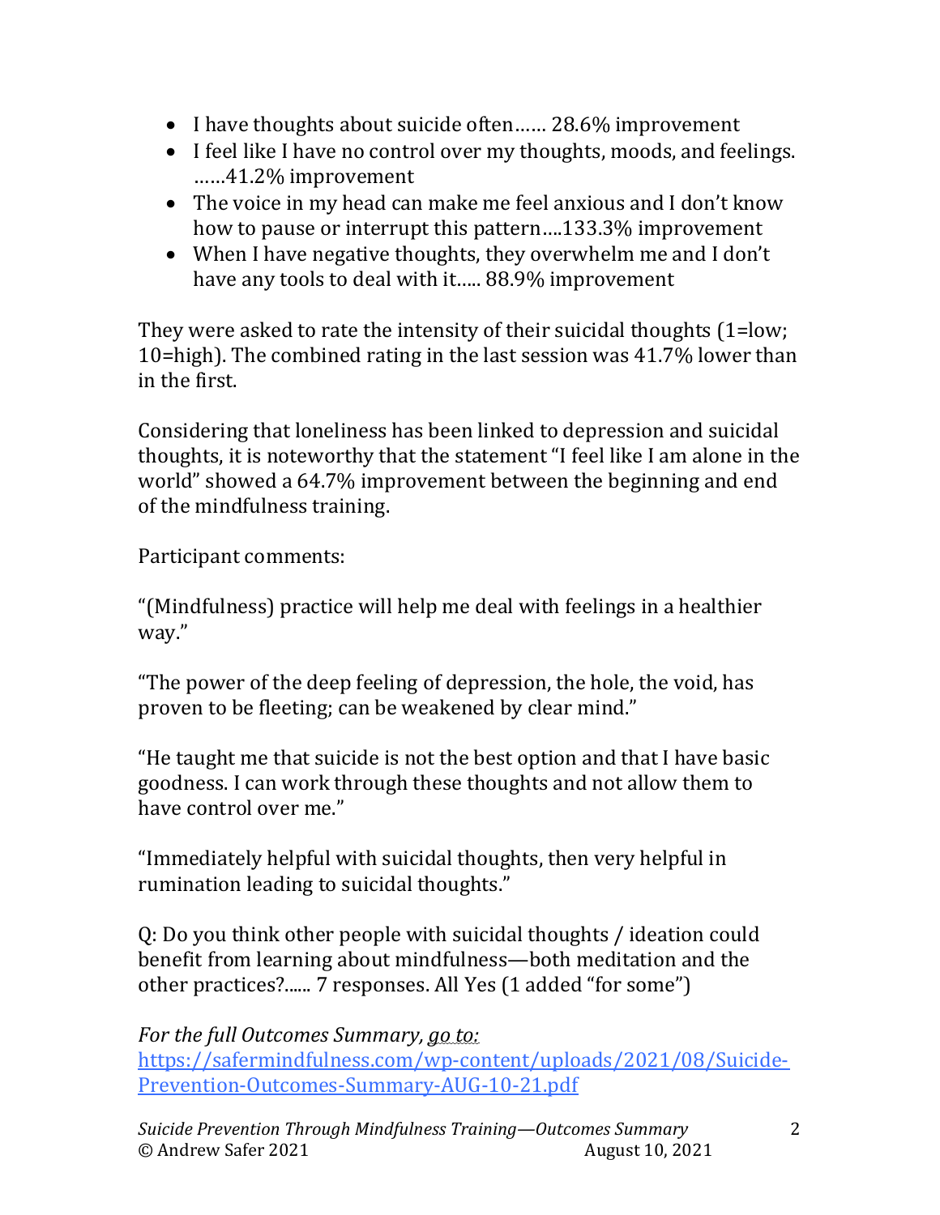- I have thoughts about suicide often…… 28.6% improvement
- I feel like I have no control over my thoughts, moods, and feelings. ……41.2% improvement
- The voice in my head can make me feel anxious and I don't know how to pause or interrupt this pattern….133.3% improvement
- When I have negative thoughts, they overwhelm me and I don't have any tools to deal with it….. 88.9% improvement

They were asked to rate the intensity of their suicidal thoughts (1=low; 10=high). The combined rating in the last session was 41.7% lower than in the first.

Considering that loneliness has been linked to depression and suicidal thoughts, it is noteworthy that the statement "I feel like I am alone in the world" showed a 64.7% improvement between the beginning and end of the mindfulness training.

Participant comments:

"(Mindfulness) practice will help me deal with feelings in a healthier way."

"The power of the deep feeling of depression, the hole, the void, has proven to be fleeting; can be weakened by clear mind."

"He taught me that suicide is not the best option and that I have basic goodness. I can work through these thoughts and not allow them to have control over me."

"Immediately helpful with suicidal thoughts, then very helpful in rumination leading to suicidal thoughts."

Q: Do you think other people with suicidal thoughts / ideation could benefit from learning about mindfulness—both meditation and the other practices?...... 7 responses. All Yes (1 added "for some")

*For the full Outcomes Summary, go to:*
[https://safermindfulness.com/wp-content/uploads/2021/08/Suicide-Prevention-Outcomes-Summary-AUG-10-21.pdf](https://safermindfulness.com/wp-content/uploads/2021/08/Suicide-Prevention-Outcomes-Summary-AUG-10-21.pdf)